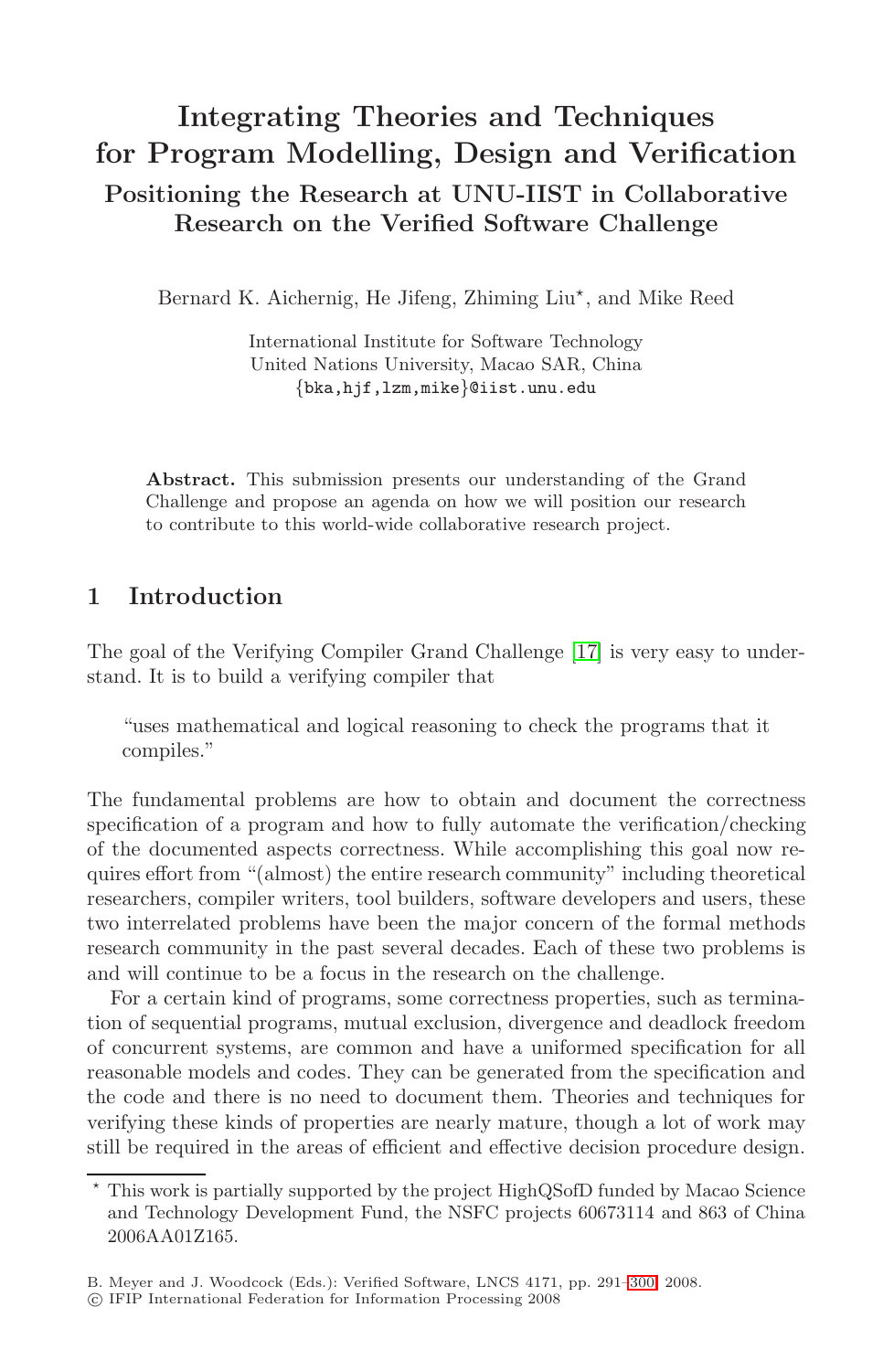# Integrating Theories and Techniques for Program Modelling, Design and Verification

## Positioning the Research at UNU-IIST in Collaborative Research on the Verified Software Challenge

Bernard K. Aichernig, He Jifeng, Zhiming Liu*, and Mike Reed

International Institute for Software Technology
United Nations University, Macao SAR, China
{bka,hjf,lzm,mike}@iist.unu.edu

**Abstract.** This submission presents our understanding of the Grand Challenge and propose an agenda on how we will position our research to contribute to this world-wide collaborative research project.

## 1 Introduction

The goal of the Verifying Compiler Grand Challenge [17] is very easy to understand. It is to build a verifying compiler that

> "uses mathematical and logical reasoning to check the programs that it compiles."

The fundamental problems are how to obtain and document the correctness specification of a program and how to fully automate the verification/checking of the documented aspects correctness. While accomplishing this goal now requires effort from "(almost) the entire research community" including theoretical researchers, compiler writers, tool builders, software developers and users, these two interrelated problems have been the major concern of the formal methods research community in the past several decades. Each of these two problems is and will continue to be a focus in the research on the challenge.

For a certain kind of programs, some correctness properties, such as termination of sequential programs, mutual exclusion, divergence and deadlock freedom of concurrent systems, are common and have a uniformed specification for all reasonable models and codes. They can be generated from the specification and the code and there is no need to document them. Theories and techniques for verifying these kinds of properties are nearly mature, though a lot of work may still be required in the areas of efficient and effective decision procedure design.

---

* This work is partially supported by the project HighQSofD funded by Macao Science and Technology Development Fund, the NSFC projects 60673114 and 863 of China 2006AA01Z165.

B. Meyer and J. Woodcock (Eds.): Verified Software, LNCS 4171, pp. 291–300, 2008.
© IFIP International Federation for Information Processing 2008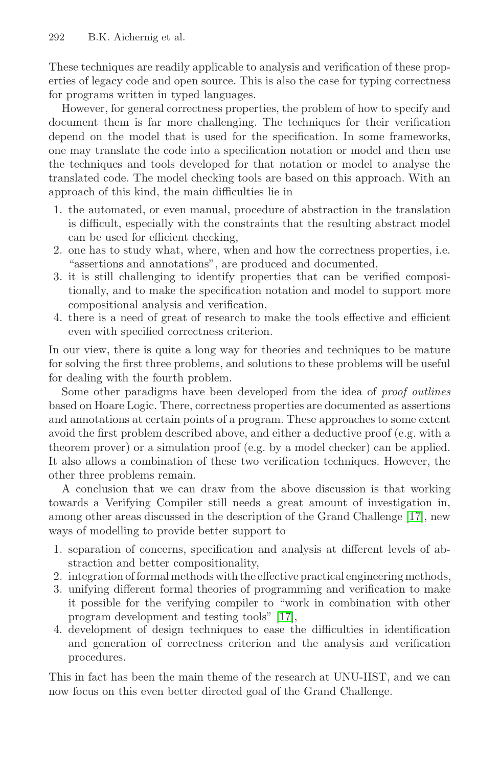These techniques are readily applicable to analysis and verification of these properties of legacy code and open source. This is also the case for typing correctness for programs written in typed languages.

However, for general correctness properties, the problem of how to specify and document them is far more challenging. The techniques for their verification depend on the model that is used for the specification. In some frameworks, one may translate the code into a specification notation or model and then use the techniques and tools developed for that notation or model to analyse the translated code. The model checking tools are based on this approach. With an approach of this kind, the main difficulties lie in

1. the automated, or even manual, procedure of abstraction in the translation is difficult, especially with the constraints that the resulting abstract model can be used for efficient checking,
2. one has to study what, where, when and how the correctness properties, i.e. "assertions and annotations", are produced and documented,
3. it is still challenging to identify properties that can be verified compositionally, and to make the specification notation and model to support more compositional analysis and verification,
4. there is a need of great of research to make the tools effective and efficient even with specified correctness criterion.

In our view, there is quite a long way for theories and techniques to be mature for solving the first three problems, and solutions to these problems will be useful for dealing with the fourth problem.

Some other paradigms have been developed from the idea of *proof outlines* based on Hoare Logic. There, correctness properties are documented as assertions and annotations at certain points of a program. These approaches to some extent avoid the first problem described above, and either a deductive proof (e.g. with a theorem prover) or a simulation proof (e.g. by a model checker) can be applied. It also allows a combination of these two verification techniques. However, the other three problems remain.

A conclusion that we can draw from the above discussion is that working towards a Verifying Compiler still needs a great amount of investigation in, among other areas discussed in the description of the Grand Challenge [17], new ways of modelling to provide better support to

1. separation of concerns, specification and analysis at different levels of abstraction and better compositionality,
2. integration of formal methods with the effective practical engineering methods,
3. unifying different formal theories of programming and verification to make it possible for the verifying compiler to "work in combination with other program development and testing tools" [17],
4. development of design techniques to ease the difficulties in identification and generation of correctness criterion and the analysis and verification procedures.

This in fact has been the main theme of the research at UNU-IIST, and we can now focus on this even better directed goal of the Grand Challenge.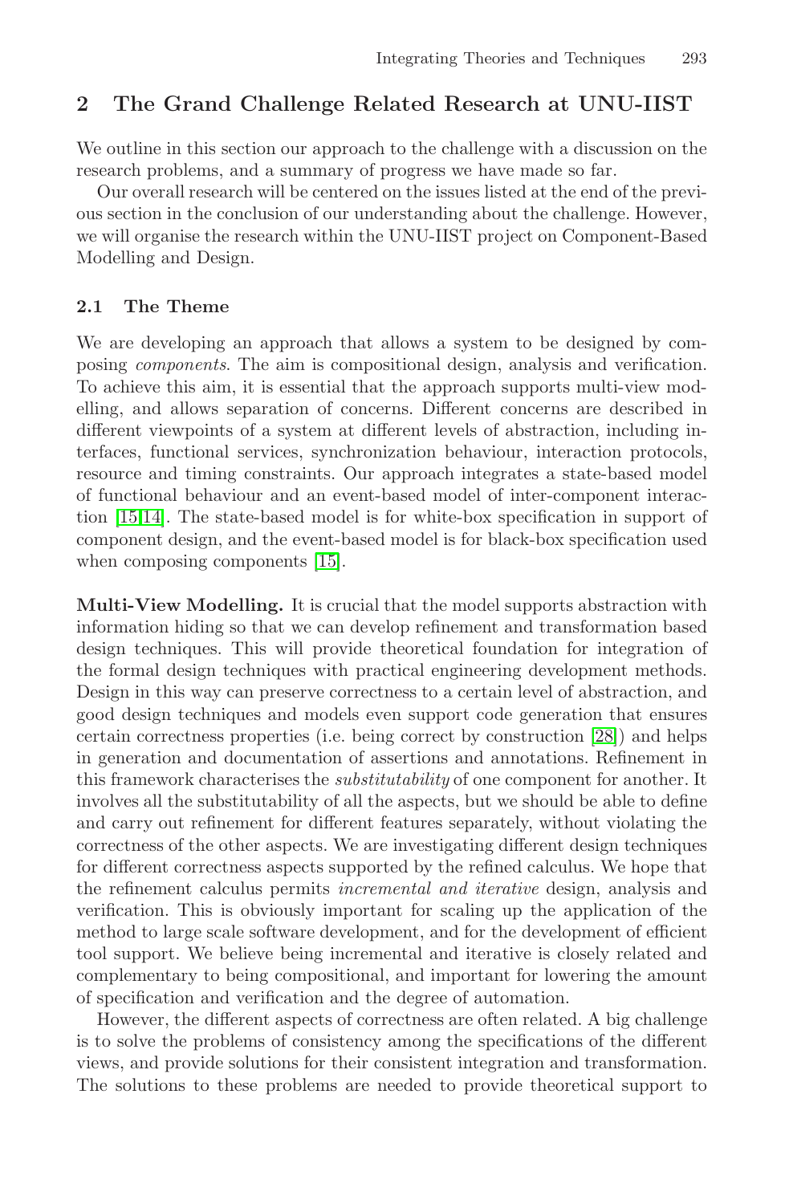## 2 The Grand Challenge Related Research at UNU-IIST

We outline in this section our approach to the challenge with a discussion on the research problems, and a summary of progress we have made so far.

Our overall research will be centered on the issues listed at the end of the previous section in the conclusion of our understanding about the challenge. However, we will organise the research within the UNU-IIST project on Component-Based Modelling and Design.

### 2.1 The Theme

We are developing an approach that allows a system to be designed by composing *components*. The aim is compositional design, analysis and verification. To achieve this aim, it is essential that the approach supports multi-view modelling, and allows separation of concerns. Different concerns are described in different viewpoints of a system at different levels of abstraction, including interfaces, functional services, synchronization behaviour, interaction protocols, resource and timing constraints. Our approach integrates a state-based model of functional behaviour and an event-based model of inter-component interaction [15,14]. The state-based model is for white-box specification in support of component design, and the event-based model is for black-box specification used when composing components [15].

**Multi-View Modelling.** It is crucial that the model supports abstraction with information hiding so that we can develop refinement and transformation based design techniques. This will provide theoretical foundation for integration of the formal design techniques with practical engineering development methods. Design in this way can preserve correctness to a certain level of abstraction, and good design techniques and models even support code generation that ensures certain correctness properties (i.e. being correct by construction [28]) and helps in generation and documentation of assertions and annotations. Refinement in this framework characterises the *substitutability* of one component for another. It involves all the substitutability of all the aspects, but we should be able to define and carry out refinement for different features separately, without violating the correctness of the other aspects. We are investigating different design techniques for different correctness aspects supported by the refined calculus. We hope that the refinement calculus permits *incremental and iterative* design, analysis and verification. This is obviously important for scaling up the application of the method to large scale software development, and for the development of efficient tool support. We believe being incremental and iterative is closely related and complementary to being compositional, and important for lowering the amount of specification and verification and the degree of automation.

However, the different aspects of correctness are often related. A big challenge is to solve the problems of consistency among the specifications of the different views, and provide solutions for their consistent integration and transformation. The solutions to these problems are needed to provide theoretical support to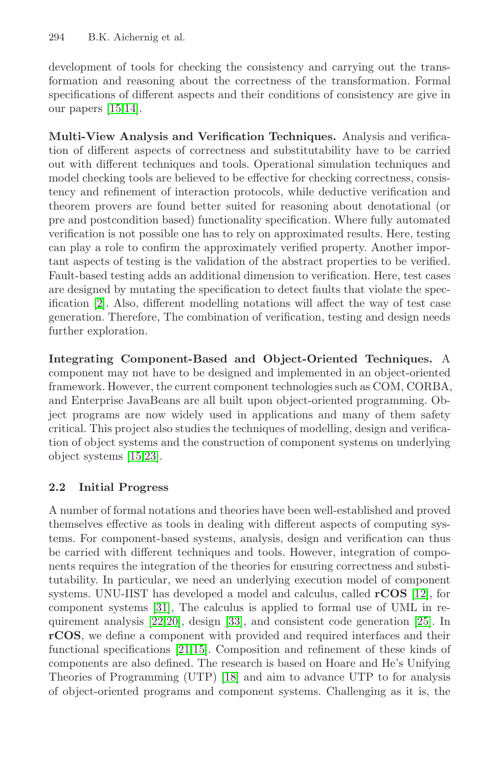development of tools for checking the consistency and carrying out the transformation and reasoning about the correctness of the transformation. Formal specifications of different aspects and their conditions of consistency are give in our papers [15,14].

**Multi-View Analysis and Verification Techniques.** Analysis and verification of different aspects of correctness and substitutability have to be carried out with different techniques and tools. Operational simulation techniques and model checking tools are believed to be effective for checking correctness, consistency and refinement of interaction protocols, while deductive verification and theorem provers are found better suited for reasoning about denotational (or pre and postcondition based) functionality specification. Where fully automated verification is not possible one has to rely on approximated results. Here, testing can play a role to confirm the approximately verified property. Another important aspects of testing is the validation of the abstract properties to be verified. Fault-based testing adds an additional dimension to verification. Here, test cases are designed by mutating the specification to detect faults that violate the specification [2]. Also, different modelling notations will affect the way of test case generation. Therefore, The combination of verification, testing and design needs further exploration.

**Integrating Component-Based and Object-Oriented Techniques.** A component may not have to be designed and implemented in an object-oriented framework. However, the current component technologies such as COM, CORBA, and Enterprise JavaBeans are all built upon object-oriented programming. Object programs are now widely used in applications and many of them safety critical. This project also studies the techniques of modelling, design and verification of object systems and the construction of component systems on underlying object systems [15,23].

### 2.2 Initial Progress

A number of formal notations and theories have been well-established and proved themselves effective as tools in dealing with different aspects of computing systems. For component-based systems, analysis, design and verification can thus be carried with different techniques and tools. However, integration of components requires the integration of the theories for ensuring correctness and substitutability. In particular, we need an underlying execution model of component systems. UNU-IIST has developed a model and calculus, called **rCOS** [12], for component systems [31], The calculus is applied to formal use of UML in requirement analysis [22,20], design [33], and consistent code generation [25]. In **rCOS**, we define a component with provided and required interfaces and their functional specifications [21,15]. Composition and refinement of these kinds of components are also defined. The research is based on Hoare and He's Unifying Theories of Programming (UTP) [18] and aim to advance UTP to for analysis of object-oriented programs and component systems. Challenging as it is, the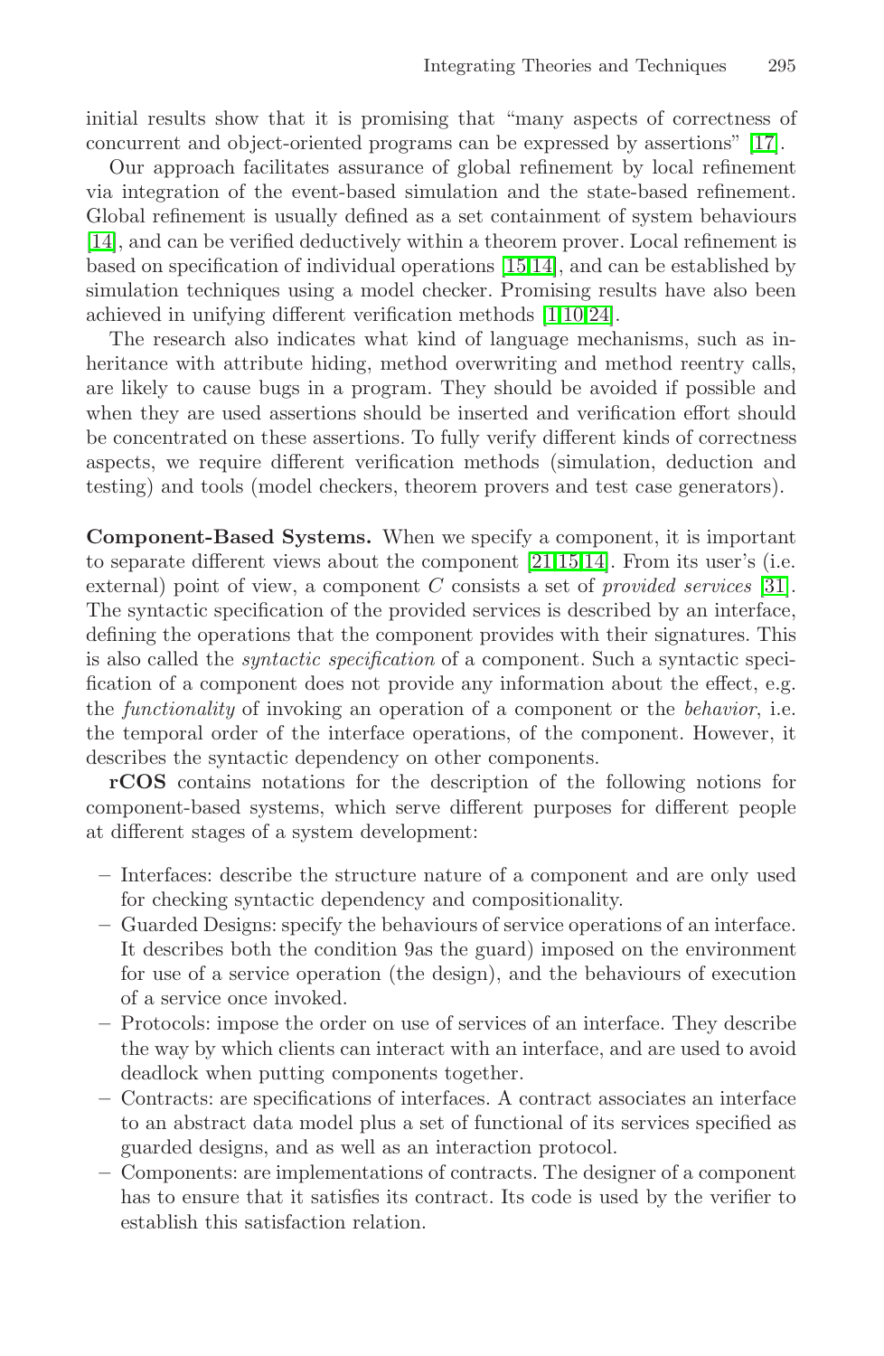initial results show that it is promising that "many aspects of correctness of concurrent and object-oriented programs can be expressed by assertions" [17].

Our approach facilitates assurance of global refinement by local refinement via integration of the event-based simulation and the state-based refinement. Global refinement is usually defined as a set containment of system behaviours [14], and can be verified deductively within a theorem prover. Local refinement is based on specification of individual operations [15,14], and can be established by simulation techniques using a model checker. Promising results have also been achieved in unifying different verification methods [1,10,24].

The research also indicates what kind of language mechanisms, such as inheritance with attribute hiding, method overwriting and method reentry calls, are likely to cause bugs in a program. They should be avoided if possible and when they are used assertions should be inserted and verification effort should be concentrated on these assertions. To fully verify different kinds of correctness aspects, we require different verification methods (simulation, deduction and testing) and tools (model checkers, theorem provers and test case generators).

**Component-Based Systems.** When we specify a component, it is important to separate different views about the component [21,15,14]. From its user's (i.e. external) point of view, a component $C$ consists a set of *provided services* [31]. The syntactic specification of the provided services is described by an interface, defining the operations that the component provides with their signatures. This is also called the *syntactic specification* of a component. Such a syntactic specification of a component does not provide any information about the effect, e.g. the *functionality* of invoking an operation of a component or the *behavior*, i.e. the temporal order of the interface operations, of the component. However, it describes the syntactic dependency on other components.

**rCOS** contains notations for the description of the following notions for component-based systems, which serve different purposes for different people at different stages of a system development:

- Interfaces: describe the structure nature of a component and are only used for checking syntactic dependency and compositionality.
- Guarded Designs: specify the behaviours of service operations of an interface. It describes both the condition 9as the guard) imposed on the environment for use of a service operation (the design), and the behaviours of execution of a service once invoked.
- Protocols: impose the order on use of services of an interface. They describe the way by which clients can interact with an interface, and are used to avoid deadlock when putting components together.
- Contracts: are specifications of interfaces. A contract associates an interface to an abstract data model plus a set of functional of its services specified as guarded designs, and as well as an interaction protocol.
- Components: are implementations of contracts. The designer of a component has to ensure that it satisfies its contract. Its code is used by the verifier to establish this satisfaction relation.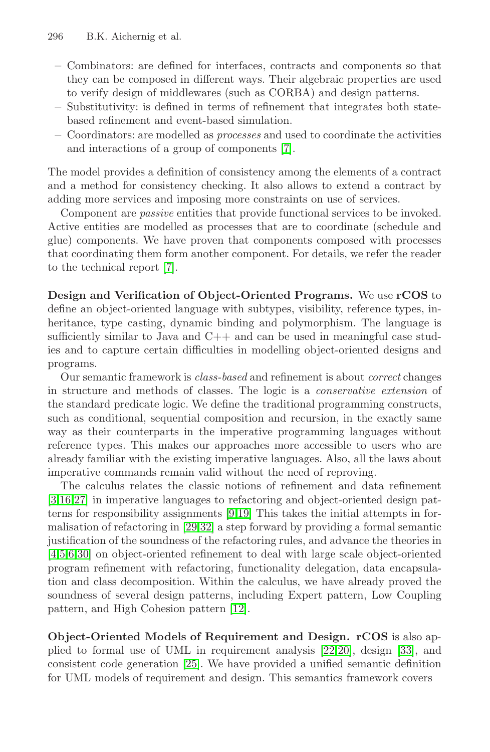- Combinators: are defined for interfaces, contracts and components so that they can be composed in different ways. Their algebraic properties are used to verify design of middlewares (such as CORBA) and design patterns.
- Substitutivity: is defined in terms of refinement that integrates both state-based refinement and event-based simulation.
- Coordinators: are modelled as *processes* and used to coordinate the activities and interactions of a group of components [7].

The model provides a definition of consistency among the elements of a contract and a method for consistency checking. It also allows to extend a contract by adding more services and imposing more constraints on use of services.

Component are *passive* entities that provide functional services to be invoked. Active entities are modelled as processes that are to coordinate (schedule and glue) components. We have proven that components composed with processes that coordinating them form another component. For details, we refer the reader to the technical report [7].

**Design and Verification of Object-Oriented Programs.** We use **rCOS** to define an object-oriented language with subtypes, visibility, reference types, inheritance, type casting, dynamic binding and polymorphism. The language is sufficiently similar to Java and C++ and can be used in meaningful case studies and to capture certain difficulties in modelling object-oriented designs and programs.

Our semantic framework is *class-based* and refinement is about *correct* changes in structure and methods of classes. The logic is a *conservative extension* of the standard predicate logic. We define the traditional programming constructs, such as conditional, sequential composition and recursion, in the exactly same way as their counterparts in the imperative programming languages without reference types. This makes our approaches more accessible to users who are already familiar with the existing imperative languages. Also, all the laws about imperative commands remain valid without the need of reproving.

The calculus relates the classic notions of refinement and data refinement [3,16,27] in imperative languages to refactoring and object-oriented design patterns for responsibility assignments [9,19] This takes the initial attempts in formalisation of refactoring in [29,32] a step forward by providing a formal semantic justification of the soundness of the refactoring rules, and advance the theories in [4,5,6,30] on object-oriented refinement to deal with large scale object-oriented program refinement with refactoring, functionality delegation, data encapsulation and class decomposition. Within the calculus, we have already proved the soundness of several design patterns, including Expert pattern, Low Coupling pattern, and High Cohesion pattern [12].

**Object-Oriented Models of Requirement and Design.** **rCOS** is also applied to formal use of UML in requirement analysis [22,20], design [33], and consistent code generation [25]. We have provided a unified semantic definition for UML models of requirement and design. This semantics framework covers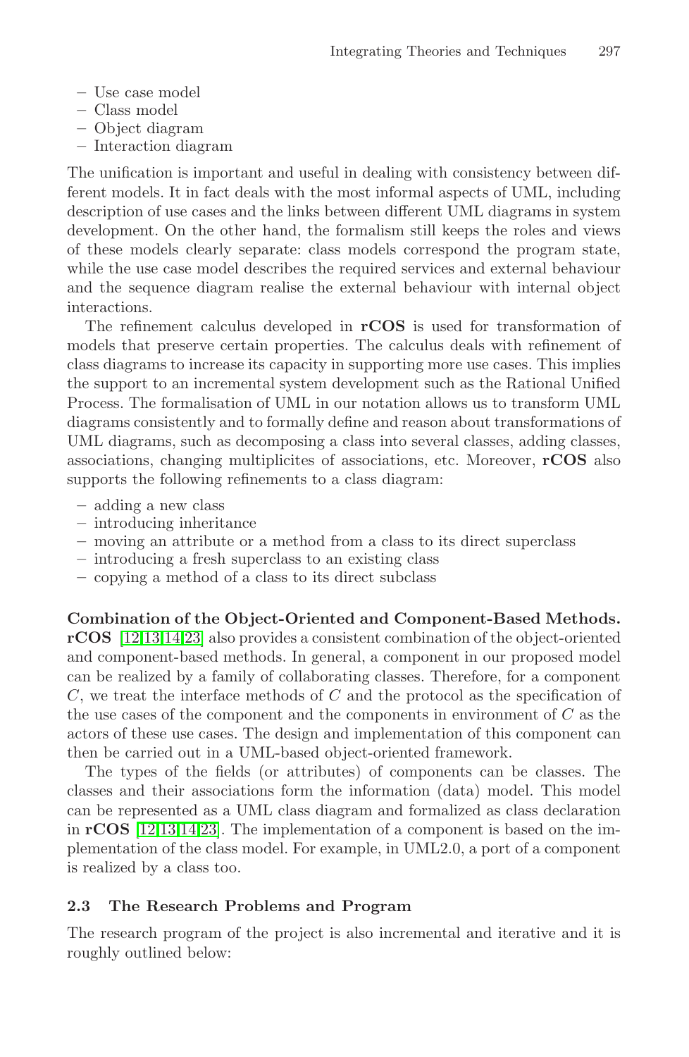– Use case model
– Class model
– Object diagram
– Interaction diagram

The unification is important and useful in dealing with consistency between different models. It in fact deals with the most informal aspects of UML, including description of use cases and the links between different UML diagrams in system development. On the other hand, the formalism still keeps the roles and views of these models clearly separate: class models correspond the program state, while the use case model describes the required services and external behaviour and the sequence diagram realise the external behaviour with internal object interactions.

The refinement calculus developed in **rCOS** is used for transformation of models that preserve certain properties. The calculus deals with refinement of class diagrams to increase its capacity in supporting more use cases. This implies the support to an incremental system development such as the Rational Unified Process. The formalisation of UML in our notation allows us to transform UML diagrams consistently and to formally define and reason about transformations of UML diagrams, such as decomposing a class into several classes, adding classes, associations, changing multiplicites of associations, etc. Moreover, **rCOS** also supports the following refinements to a class diagram:

– adding a new class
– introducing inheritance
– moving an attribute or a method from a class to its direct superclass
– introducing a fresh superclass to an existing class
– copying a method of a class to its direct subclass

**Combination of the Object-Oriented and Component-Based Methods.** **rCOS** [12,13,14,23] also provides a consistent combination of the object-oriented and component-based methods. In general, a component in our proposed model can be realized by a family of collaborating classes. Therefore, for a component $C$, we treat the interface methods of $C$ and the protocol as the specification of the use cases of the component and the components in environment of $C$ as the actors of these use cases. The design and implementation of this component can then be carried out in a UML-based object-oriented framework.

The types of the fields (or attributes) of components can be classes. The classes and their associations form the information (data) model. This model can be represented as a UML class diagram and formalized as class declaration in **rCOS** [12,13,14,23]. The implementation of a component is based on the implementation of the class model. For example, in UML2.0, a port of a component is realized by a class too.

### 2.3 The Research Problems and Program

The research program of the project is also incremental and iterative and it is roughly outlined below: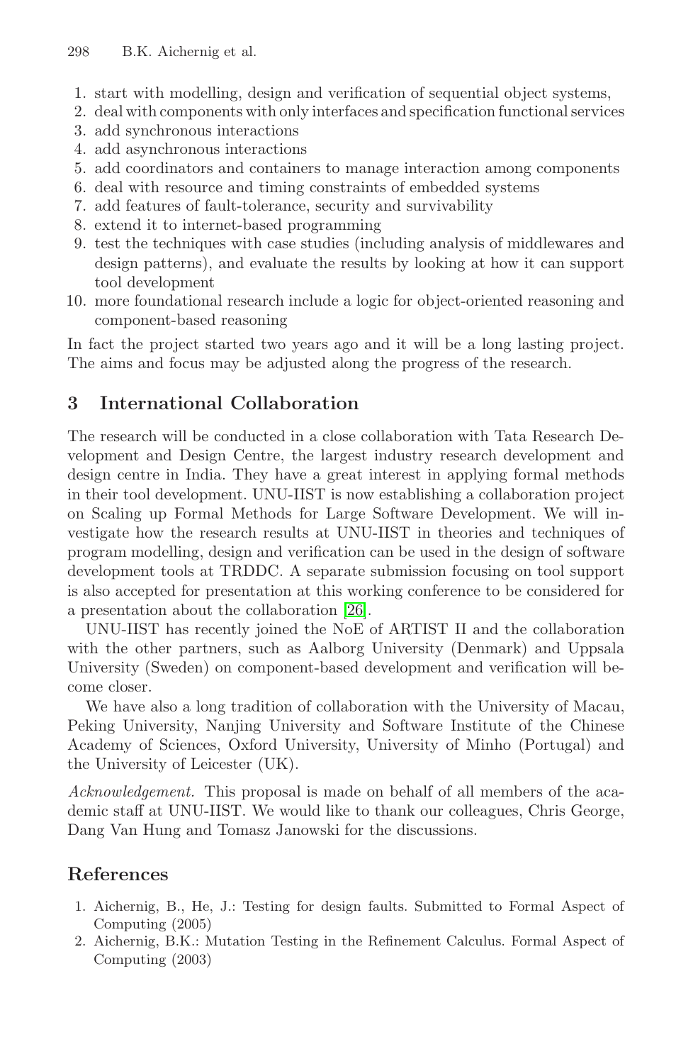1. start with modelling, design and verification of sequential object systems,
2. deal with components with only interfaces and specification functional services
3. add synchronous interactions
4. add asynchronous interactions
5. add coordinators and containers to manage interaction among components
6. deal with resource and timing constraints of embedded systems
7. add features of fault-tolerance, security and survivability
8. extend it to internet-based programming
9. test the techniques with case studies (including analysis of middlewares and design patterns), and evaluate the results by looking at how it can support tool development
10. more foundational research include a logic for object-oriented reasoning and component-based reasoning

In fact the project started two years ago and it will be a long lasting project. The aims and focus may be adjusted along the progress of the research.

## 3 International Collaboration

The research will be conducted in a close collaboration with Tata Research Development and Design Centre, the largest industry research development and design centre in India. They have a great interest in applying formal methods in their tool development. UNU-IIST is now establishing a collaboration project on Scaling up Formal Methods for Large Software Development. We will investigate how the research results at UNU-IIST in theories and techniques of program modelling, design and verification can be used in the design of software development tools at TRDDC. A separate submission focusing on tool support is also accepted for presentation at this working conference to be considered for a presentation about the collaboration [26].

UNU-IIST has recently joined the NoE of ARTIST II and the collaboration with the other partners, such as Aalborg University (Denmark) and Uppsala University (Sweden) on component-based development and verification will become closer.

We have also a long tradition of collaboration with the University of Macau, Peking University, Nanjing University and Software Institute of the Chinese Academy of Sciences, Oxford University, University of Minho (Portugal) and the University of Leicester (UK).

*Acknowledgement.* This proposal is made on behalf of all members of the academic staff at UNU-IIST. We would like to thank our colleagues, Chris George, Dang Van Hung and Tomasz Janowski for the discussions.

## References

1. Aichernig, B., He, J.: Testing for design faults. Submitted to Formal Aspect of Computing (2005)
2. Aichernig, B.K.: Mutation Testing in the Refinement Calculus. Formal Aspect of Computing (2003)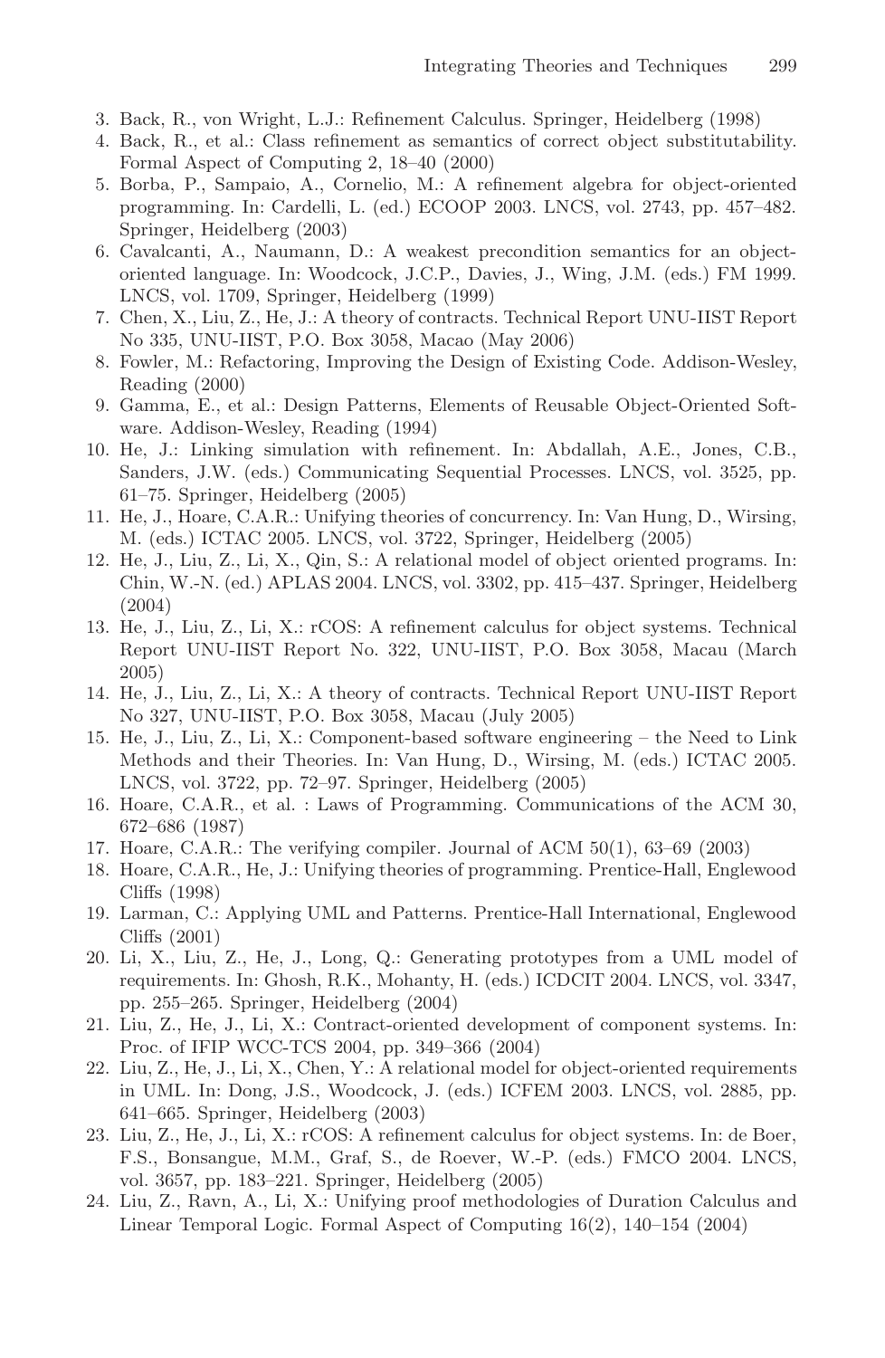3. Back, R., von Wright, L.J.: Refinement Calculus. Springer, Heidelberg (1998)
4. Back, R., et al.: Class refinement as semantics of correct object substitutability. Formal Aspect of Computing 2, 18–40 (2000)
5. Borba, P., Sampaio, A., Cornelio, M.: A refinement algebra for object-oriented programming. In: Cardelli, L. (ed.) ECOOP 2003. LNCS, vol. 2743, pp. 457–482. Springer, Heidelberg (2003)
6. Cavalcanti, A., Naumann, D.: A weakest precondition semantics for an object-oriented language. In: Woodcock, J.C.P., Davies, J., Wing, J.M. (eds.) FM 1999. LNCS, vol. 1709, Springer, Heidelberg (1999)
7. Chen, X., Liu, Z., He, J.: A theory of contracts. Technical Report UNU-IIST Report No 335, UNU-IIST, P.O. Box 3058, Macao (May 2006)
8. Fowler, M.: Refactoring, Improving the Design of Existing Code. Addison-Wesley, Reading (2000)
9. Gamma, E., et al.: Design Patterns, Elements of Reusable Object-Oriented Software. Addison-Wesley, Reading (1994)
10. He, J.: Linking simulation with refinement. In: Abdallah, A.E., Jones, C.B., Sanders, J.W. (eds.) Communicating Sequential Processes. LNCS, vol. 3525, pp. 61–75. Springer, Heidelberg (2005)
11. He, J., Hoare, C.A.R.: Unifying theories of concurrency. In: Van Hung, D., Wirsing, M. (eds.) ICTAC 2005. LNCS, vol. 3722, Springer, Heidelberg (2005)
12. He, J., Liu, Z., Li, X., Qin, S.: A relational model of object oriented programs. In: Chin, W.-N. (ed.) APLAS 2004. LNCS, vol. 3302, pp. 415–437. Springer, Heidelberg (2004)
13. He, J., Liu, Z., Li, X.: rCOS: A refinement calculus for object systems. Technical Report UNU-IIST Report No. 322, UNU-IIST, P.O. Box 3058, Macau (March 2005)
14. He, J., Liu, Z., Li, X.: A theory of contracts. Technical Report UNU-IIST Report No 327, UNU-IIST, P.O. Box 3058, Macau (July 2005)
15. He, J., Liu, Z., Li, X.: Component-based software engineering – the Need to Link Methods and their Theories. In: Van Hung, D., Wirsing, M. (eds.) ICTAC 2005. LNCS, vol. 3722, pp. 72–97. Springer, Heidelberg (2005)
16. Hoare, C.A.R., et al. : Laws of Programming. Communications of the ACM 30, 672–686 (1987)
17. Hoare, C.A.R.: The verifying compiler. Journal of ACM 50(1), 63–69 (2003)
18. Hoare, C.A.R., He, J.: Unifying theories of programming. Prentice-Hall, Englewood Cliffs (1998)
19. Larman, C.: Applying UML and Patterns. Prentice-Hall International, Englewood Cliffs (2001)
20. Li, X., Liu, Z., He, J., Long, Q.: Generating prototypes from a UML model of requirements. In: Ghosh, R.K., Mohanty, H. (eds.) ICDCIT 2004. LNCS, vol. 3347, pp. 255–265. Springer, Heidelberg (2004)
21. Liu, Z., He, J., Li, X.: Contract-oriented development of component systems. In: Proc. of IFIP WCC-TCS 2004, pp. 349–366 (2004)
22. Liu, Z., He, J., Li, X., Chen, Y.: A relational model for object-oriented requirements in UML. In: Dong, J.S., Woodcock, J. (eds.) ICFEM 2003. LNCS, vol. 2885, pp. 641–665. Springer, Heidelberg (2003)
23. Liu, Z., He, J., Li, X.: rCOS: A refinement calculus for object systems. In: de Boer, F.S., Bonsangue, M.M., Graf, S., de Roever, W.-P. (eds.) FMCO 2004. LNCS, vol. 3657, pp. 183–221. Springer, Heidelberg (2005)
24. Liu, Z., Ravn, A., Li, X.: Unifying proof methodologies of Duration Calculus and Linear Temporal Logic. Formal Aspect of Computing 16(2), 140–154 (2004)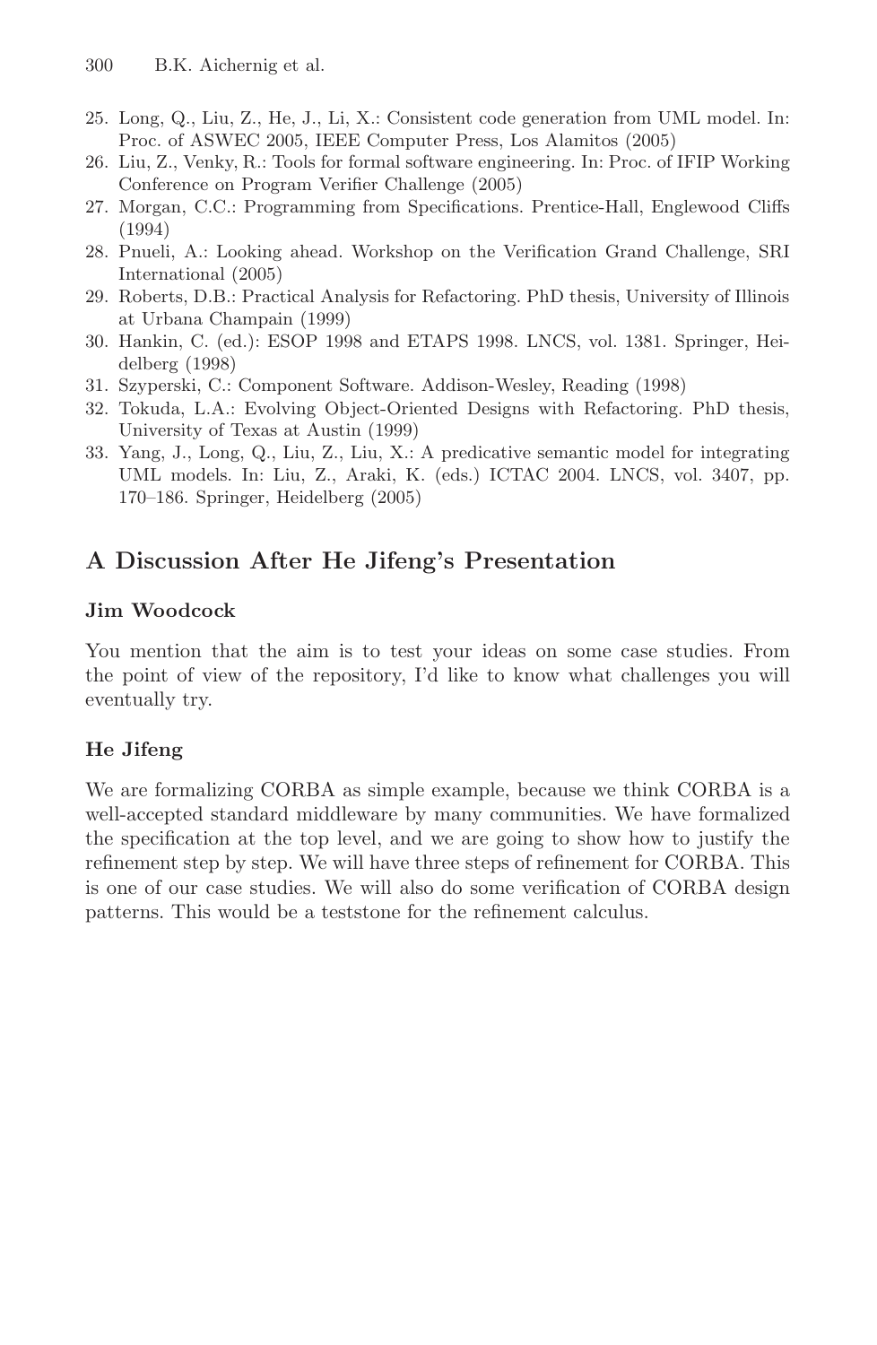25. Long, Q., Liu, Z., He, J., Li, X.: Consistent code generation from UML model. In: Proc. of ASWEC 2005, IEEE Computer Press, Los Alamitos (2005)
26. Liu, Z., Venky, R.: Tools for formal software engineering. In: Proc. of IFIP Working Conference on Program Verifier Challenge (2005)
27. Morgan, C.C.: Programming from Specifications. Prentice-Hall, Englewood Cliffs (1994)
28. Pnueli, A.: Looking ahead. Workshop on the Verification Grand Challenge, SRI International (2005)
29. Roberts, D.B.: Practical Analysis for Refactoring. PhD thesis, University of Illinois at Urbana Champain (1999)
30. Hankin, C. (ed.): ESOP 1998 and ETAPS 1998. LNCS, vol. 1381. Springer, Heidelberg (1998)
31. Szyperski, C.: Component Software. Addison-Wesley, Reading (1998)
32. Tokuda, L.A.: Evolving Object-Oriented Designs with Refactoring. PhD thesis, University of Texas at Austin (1999)
33. Yang, J., Long, Q., Liu, Z., Liu, X.: A predicative semantic model for integrating UML models. In: Liu, Z., Araki, K. (eds.) ICTAC 2004. LNCS, vol. 3407, pp. 170–186. Springer, Heidelberg (2005)

## A Discussion After He Jifeng's Presentation

### Jim Woodcock

You mention that the aim is to test your ideas on some case studies. From the point of view of the repository, I'd like to know what challenges you will eventually try.

### He Jifeng

We are formalizing CORBA as simple example, because we think CORBA is a well-accepted standard middleware by many communities. We have formalized the specification at the top level, and we are going to show how to justify the refinement step by step. We will have three steps of refinement for CORBA. This is one of our case studies. We will also do some verification of CORBA design patterns. This would be a teststone for the refinement calculus.